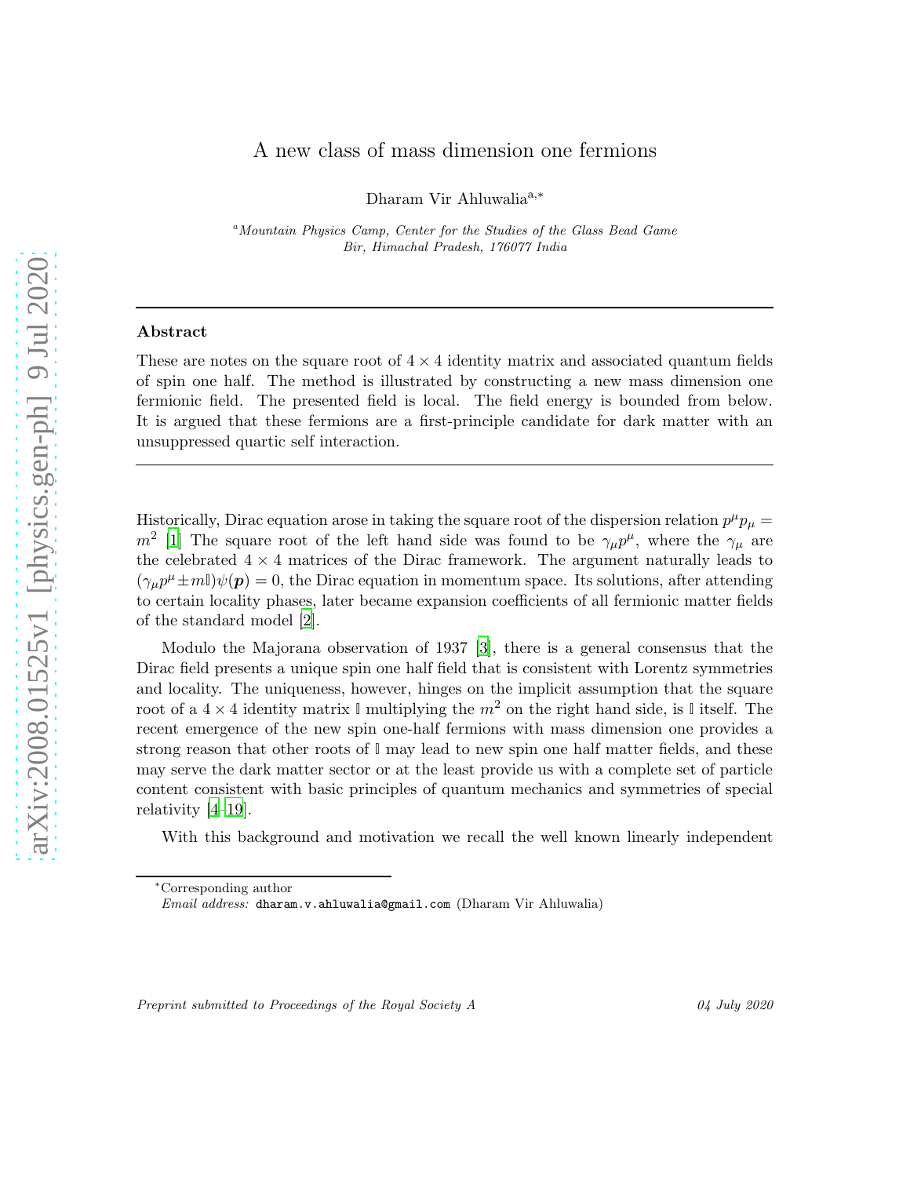# A new class of mass dimension one fermions

Dharam Vir Ahluwalia[a,*]

[a] *Mountain Physics Camp, Center for the Studies of the Glass Bead Game*
*Bir, Himachal Pradesh, 176077 India*

---

**Abstract**

These are notes on the square root of $4 \times 4$ identity matrix and associated quantum fields of spin one half. The method is illustrated by constructing a new mass dimension one fermionic field. The presented field is local. The field energy is bounded from below. It is argued that these fermions are a first-principle candidate for dark matter with an unsuppressed quartic self interaction.

---

Historically, Dirac equation arose in taking the square root of the dispersion relation $p^\mu p_\mu = m^2$ [1] The square root of the left hand side was found to be $\gamma_\mu p^\mu$, where the $\gamma_\mu$ are the celebrated $4 \times 4$ matrices of the Dirac framework. The argument naturally leads to $(\gamma_\mu p^\mu \pm m\mathbb{I})\psi(\boldsymbol{p}) = 0$, the Dirac equation in momentum space. Its solutions, after attending to certain locality phases, later became expansion coefficients of all fermionic matter fields of the standard model [2].

Modulo the Majorana observation of 1937 [3], there is a general consensus that the Dirac field presents a unique spin one half field that is consistent with Lorentz symmetries and locality. The uniqueness, however, hinges on the implicit assumption that the square root of a $4 \times 4$ identity matrix $\mathbb{I}$ multiplying the $m^2$ on the right hand side, is $\mathbb{I}$ itself. The recent emergence of the new spin one-half fermions with mass dimension one provides a strong reason that other roots of $\mathbb{I}$ may lead to new spin one half matter fields, and these may serve the dark matter sector or at the least provide us with a complete set of particle content consistent with basic principles of quantum mechanics and symmetries of special relativity [4–19].

With this background and motivation we recall the well known linearly independent

---

*Corresponding author
*Email address:* dharam.v.ahluwalia@gmail.com (Dharam Vir Ahluwalia)

*Preprint submitted to Proceedings of the Royal Society A* — *04 July 2020*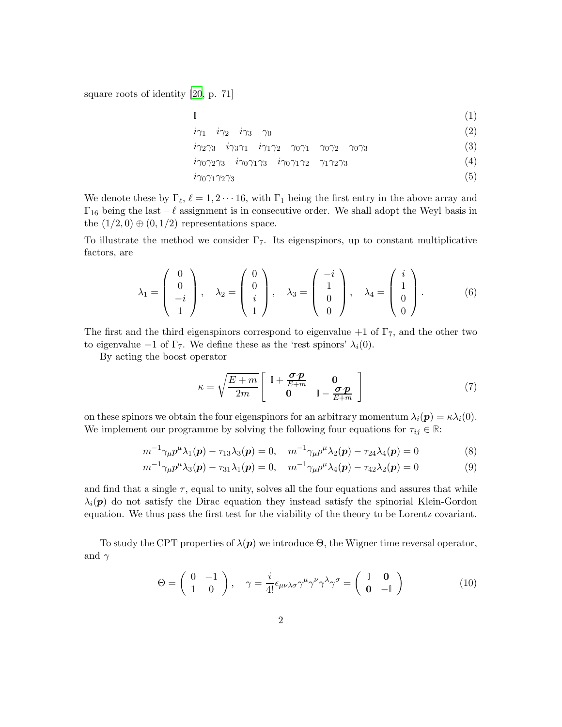square roots of identity [20, p. 71]

$$\mathbb{I} \tag{1}$$

$$i\gamma_1 \quad i\gamma_2 \quad i\gamma_3 \quad \gamma_0 \tag{2}$$

$$i\gamma_2\gamma_3 \quad i\gamma_3\gamma_1 \quad i\gamma_1\gamma_2 \quad \gamma_0\gamma_1 \quad \gamma_0\gamma_2 \quad \gamma_0\gamma_3 \tag{3}$$

$$i\gamma_0\gamma_2\gamma_3 \quad i\gamma_0\gamma_1\gamma_3 \quad i\gamma_0\gamma_1\gamma_2 \quad \gamma_1\gamma_2\gamma_3 \tag{4}$$

$$i\gamma_0\gamma_1\gamma_2\gamma_3 \tag{5}$$

We denote these by $\Gamma_\ell$, $\ell = 1, 2 \cdots 16$, with $\Gamma_1$ being the first entry in the above array and $\Gamma_{16}$ being the last – $\ell$ assignment is in consecutive order. We shall adopt the Weyl basis in the $(1/2, 0) \oplus (0, 1/2)$ representations space.

To illustrate the method we consider $\Gamma_7$. Its eigenspinors, up to constant multiplicative factors, are

$$\lambda_1 = \begin{pmatrix} 0 \\ 0 \\ -i \\ 1 \end{pmatrix}, \quad \lambda_2 = \begin{pmatrix} 0 \\ 0 \\ i \\ 1 \end{pmatrix}, \quad \lambda_3 = \begin{pmatrix} -i \\ 1 \\ 0 \\ 0 \end{pmatrix}, \quad \lambda_4 = \begin{pmatrix} i \\ 1 \\ 0 \\ 0 \end{pmatrix}. \tag{6}$$

The first and the third eigenspinors correspond to eigenvalue $+1$ of $\Gamma_7$, and the other two to eigenvalue $-1$ of $\Gamma_7$. We define these as the 'rest spinors' $\lambda_i(0)$.

By acting the boost operator

$$\kappa = \sqrt{\frac{E+m}{2m}} \begin{bmatrix} \mathbb{I} + \frac{\boldsymbol{\sigma}\cdot\boldsymbol{p}}{E+m} & \mathbf{0} \\ \mathbf{0} & \mathbb{I} - \frac{\boldsymbol{\sigma}\cdot\boldsymbol{p}}{E+m} \end{bmatrix} \tag{7}$$

on these spinors we obtain the four eigenspinors for an arbitrary momentum $\lambda_i(\boldsymbol{p}) = \kappa\lambda_i(0)$. We implement our programme by solving the following four equations for $\tau_{ij} \in \mathbb{R}$:

$$m^{-1}\gamma_\mu p^\mu \lambda_1(\boldsymbol{p}) - \tau_{13}\lambda_3(\boldsymbol{p}) = 0, \quad m^{-1}\gamma_\mu p^\mu \lambda_2(\boldsymbol{p}) - \tau_{24}\lambda_4(\boldsymbol{p}) = 0 \tag{8}$$

$$m^{-1}\gamma_\mu p^\mu \lambda_3(\boldsymbol{p}) - \tau_{31}\lambda_1(\boldsymbol{p}) = 0, \quad m^{-1}\gamma_\mu p^\mu \lambda_4(\boldsymbol{p}) - \tau_{42}\lambda_2(\boldsymbol{p}) = 0 \tag{9}$$

and find that a single $\tau$, equal to unity, solves all the four equations and assures that while $\lambda_i(\boldsymbol{p})$ do not satisfy the Dirac equation they instead satisfy the spinorial Klein-Gordon equation. We thus pass the first test for the viability of the theory to be Lorentz covariant.

To study the CPT properties of $\lambda(\boldsymbol{p})$ we introduce $\Theta$, the Wigner time reversal operator, and $\gamma$

$$\Theta = \begin{pmatrix} 0 & -1 \\ 1 & 0 \end{pmatrix}, \quad \gamma = \frac{i}{4!}\epsilon_{\mu\nu\lambda\sigma}\gamma^\mu\gamma^\nu\gamma^\lambda\gamma^\sigma = \begin{pmatrix} \mathbb{I} & \mathbf{0} \\ \mathbf{0} & -\mathbb{I} \end{pmatrix} \tag{10}$$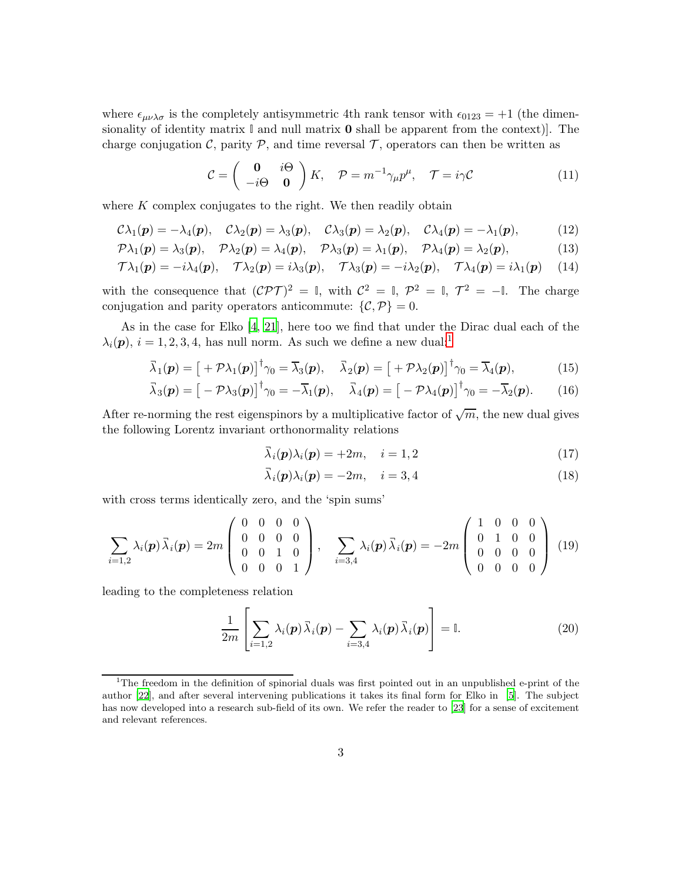where $\epsilon_{\mu\nu\lambda\sigma}$ is the completely antisymmetric 4th rank tensor with $\epsilon_{0123} = +1$ (the dimensionality of identity matrix $\mathbb{I}$ and null matrix $\mathbf{0}$ shall be apparent from the context)]. The charge conjugation $\mathcal{C}$, parity $\mathcal{P}$, and time reversal $\mathcal{T}$, operators can then be written as

$$\mathcal{C} = \begin{pmatrix} \mathbf{0} & i\Theta \\ -i\Theta & \mathbf{0} \end{pmatrix} K, \quad \mathcal{P} = m^{-1}\gamma_\mu p^\mu, \quad \mathcal{T} = i\gamma\mathcal{C} \tag{11}$$

where $K$ complex conjugates to the right. We then readily obtain

$$\mathcal{C}\lambda_1(\boldsymbol{p}) = -\lambda_4(\boldsymbol{p}), \quad \mathcal{C}\lambda_2(\boldsymbol{p}) = \lambda_3(\boldsymbol{p}), \quad \mathcal{C}\lambda_3(\boldsymbol{p}) = \lambda_2(\boldsymbol{p}), \quad \mathcal{C}\lambda_4(\boldsymbol{p}) = -\lambda_1(\boldsymbol{p}), \tag{12}$$

$$\mathcal{P}\lambda_1(\boldsymbol{p}) = \lambda_3(\boldsymbol{p}), \quad \mathcal{P}\lambda_2(\boldsymbol{p}) = \lambda_4(\boldsymbol{p}), \quad \mathcal{P}\lambda_3(\boldsymbol{p}) = \lambda_1(\boldsymbol{p}), \quad \mathcal{P}\lambda_4(\boldsymbol{p}) = \lambda_2(\boldsymbol{p}), \tag{13}$$

$$\mathcal{T}\lambda_1(\boldsymbol{p}) = -i\lambda_4(\boldsymbol{p}), \quad \mathcal{T}\lambda_2(\boldsymbol{p}) = i\lambda_3(\boldsymbol{p}), \quad \mathcal{T}\lambda_3(\boldsymbol{p}) = -i\lambda_2(\boldsymbol{p}), \quad \mathcal{T}\lambda_4(\boldsymbol{p}) = i\lambda_1(\boldsymbol{p}) \tag{14}$$

with the consequence that $(\mathcal{CPT})^2 = \mathbb{I}$, with $\mathcal{C}^2 = \mathbb{I}$, $\mathcal{P}^2 = \mathbb{I}$, $\mathcal{T}^2 = -\mathbb{I}$. The charge conjugation and parity operators anticommute: $\{\mathcal{C}, \mathcal{P}\} = 0$.

As in the case for Elko [4, 21], here too we find that under the Dirac dual each of the $\lambda_i(\boldsymbol{p})$, $i = 1, 2, 3, 4$, has null norm. As such we define a new dual:[1]

$$\vec{\lambda}_1(\boldsymbol{p}) = \big[+\mathcal{P}\lambda_1(\boldsymbol{p})\big]^\dagger\gamma_0 = \overline{\lambda}_3(\boldsymbol{p}), \quad \vec{\lambda}_2(\boldsymbol{p}) = \big[+\mathcal{P}\lambda_2(\boldsymbol{p})\big]^\dagger\gamma_0 = \overline{\lambda}_4(\boldsymbol{p}), \tag{15}$$

$$\vec{\lambda}_3(\boldsymbol{p}) = \big[-\mathcal{P}\lambda_3(\boldsymbol{p})\big]^\dagger\gamma_0 = -\overline{\lambda}_1(\boldsymbol{p}), \quad \vec{\lambda}_4(\boldsymbol{p}) = \big[-\mathcal{P}\lambda_4(\boldsymbol{p})\big]^\dagger\gamma_0 = -\overline{\lambda}_2(\boldsymbol{p}). \tag{16}$$

After re-norming the rest eigenspinors by a multiplicative factor of $\sqrt{m}$, the new dual gives the following Lorentz invariant orthonormality relations

$$\vec{\lambda}_i(\boldsymbol{p})\lambda_i(\boldsymbol{p}) = +2m, \quad i = 1, 2 \tag{17}$$

$$\vec{\lambda}_i(\boldsymbol{p})\lambda_i(\boldsymbol{p}) = -2m, \quad i = 3, 4 \tag{18}$$

with cross terms identically zero, and the 'spin sums'

$$\sum_{i=1,2} \lambda_i(\boldsymbol{p})\,\vec{\lambda}_i(\boldsymbol{p}) = 2m \begin{pmatrix} 0 & 0 & 0 & 0 \\ 0 & 0 & 0 & 0 \\ 0 & 0 & 1 & 0 \\ 0 & 0 & 0 & 1 \end{pmatrix}, \quad \sum_{i=3,4} \lambda_i(\boldsymbol{p})\,\vec{\lambda}_i(\boldsymbol{p}) = -2m \begin{pmatrix} 1 & 0 & 0 & 0 \\ 0 & 1 & 0 & 0 \\ 0 & 0 & 0 & 0 \\ 0 & 0 & 0 & 0 \end{pmatrix} \tag{19}$$

leading to the completeness relation

$$\frac{1}{2m}\left[\sum_{i=1,2} \lambda_i(\boldsymbol{p})\,\vec{\lambda}_i(\boldsymbol{p}) - \sum_{i=3,4} \lambda_i(\boldsymbol{p})\,\vec{\lambda}_i(\boldsymbol{p})\right] = \mathbb{I}. \tag{20}$$

---

[1] The freedom in the definition of spinorial duals was first pointed out in an unpublished e-print of the author [22], and after several intervening publications it takes its final form for Elko in [5]. The subject has now developed into a research sub-field of its own. We refer the reader to [23] for a sense of excitement and relevant references.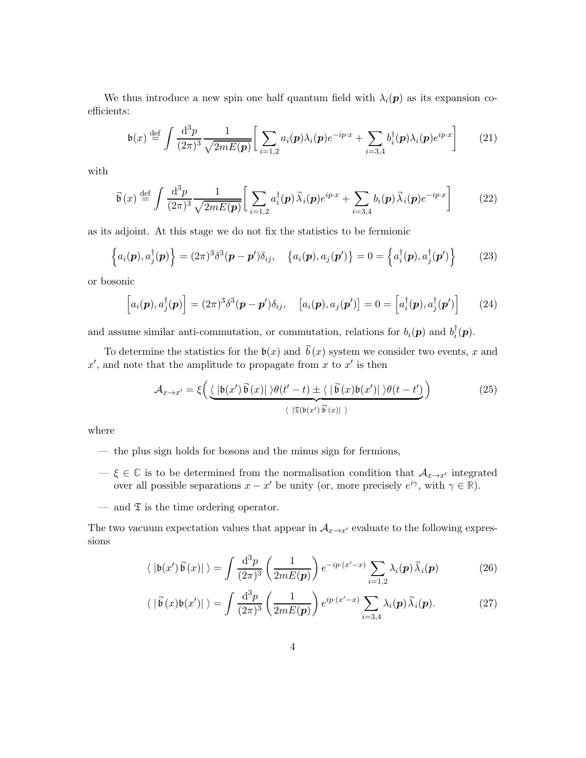We thus introduce a new spin one half quantum field with $\lambda_i(\boldsymbol{p})$ as its expansion coefficients:

$$\mathfrak{b}(x) \stackrel{\text{def}}{=} \int \frac{\mathrm{d}^3p}{(2\pi)^3} \frac{1}{\sqrt{2mE(\boldsymbol{p})}} \bigg[ \sum_{i=1,2} a_i(\boldsymbol{p})\lambda_i(\boldsymbol{p})e^{-ip\cdot x} + \sum_{i=3,4} b_i^\dagger(\boldsymbol{p})\lambda_i(\boldsymbol{p})e^{ip\cdot x} \bigg] \tag{21}$$

with

$$\vec{\mathfrak{b}}(x) \stackrel{\text{def}}{=} \int \frac{\mathrm{d}^3p}{(2\pi)^3} \frac{1}{\sqrt{2mE(\boldsymbol{p})}} \bigg[ \sum_{i=1,2} a_i^\dagger(\boldsymbol{p})\,\vec{\lambda}_i(\boldsymbol{p})e^{ip\cdot x} + \sum_{i=3,4} b_i(\boldsymbol{p})\,\vec{\lambda}_i(\boldsymbol{p})e^{-ip\cdot x} \bigg] \tag{22}$$

as its adjoint. At this stage we do not fix the statistics to be fermionic

$$\Big\{ a_i(\boldsymbol{p}), a_j^\dagger(\boldsymbol{p}) \Big\} = (2\pi)^3 \delta^3(\boldsymbol{p}-\boldsymbol{p}')\delta_{ij}, \quad \big\{ a_i(\boldsymbol{p}), a_j(\boldsymbol{p}') \big\} = 0 = \Big\{ a_i^\dagger(\boldsymbol{p}), a_j^\dagger(\boldsymbol{p}') \Big\} \tag{23}$$

or bosonic

$$\Big[ a_i(\boldsymbol{p}), a_j^\dagger(\boldsymbol{p}) \Big] = (2\pi)^3 \delta^3(\boldsymbol{p}-\boldsymbol{p}')\delta_{ij}, \quad \big[ a_i(\boldsymbol{p}), a_j(\boldsymbol{p}') \big] = 0 = \Big[ a_i^\dagger(\boldsymbol{p}), a_j^\dagger(\boldsymbol{p}') \Big] \tag{24}$$

and assume similar anti-commutation, or commutation, relations for $b_i(\boldsymbol{p})$ and $b_i^\dagger(\boldsymbol{p})$.

To determine the statistics for the $\mathfrak{b}(x)$ and $\vec{b}(x)$ system we consider two events, $x$ and $x'$, and note that the amplitude to propagate from $x$ to $x'$ is then

$$\mathcal{A}_{x\to x'} = \xi \Big( \underbrace{\langle\ |\mathfrak{b}(x')\,\vec{\mathfrak{b}}(x)|\ \rangle \theta(t'-t) \pm \langle\ |\,\vec{\mathfrak{b}}(x)\mathfrak{b}(x')|\ \rangle \theta(t-t')}_{\langle\ |\mathfrak{T}(\mathfrak{b}(x')\,\vec{\mathfrak{b}}(x)|\ \rangle} \Big) \tag{25}$$

where

- — the plus sign holds for bosons and the minus sign for fermions,
- — $\xi \in \mathbb{C}$ is to be determined from the normalisation condition that $\mathcal{A}_{x\to x'}$ integrated over all possible separations $x - x'$ be unity (or, more precisely $e^{i\gamma}$, with $\gamma \in \mathbb{R}$).
- — and $\mathfrak{T}$ is the time ordering operator.

The two vacuum expectation values that appear in $\mathcal{A}_{x\to x'}$ evaluate to the following expressions

$$\langle\ |\mathfrak{b}(x')\,\vec{\mathfrak{b}}(x)|\ \rangle = \int \frac{\mathrm{d}^3p}{(2\pi)^3} \left( \frac{1}{2mE(\boldsymbol{p})} \right) e^{-ip\cdot(x'-x)} \sum_{i=1,2} \lambda_i(\boldsymbol{p})\,\vec{\lambda}_i(\boldsymbol{p}) \tag{26}$$

$$\langle\ |\,\vec{\mathfrak{b}}(x)\mathfrak{b}(x')|\ \rangle = \int \frac{\mathrm{d}^3p}{(2\pi)^3} \left( \frac{1}{2mE(\boldsymbol{p})} \right) e^{ip\cdot(x'-x)} \sum_{i=3,4} \lambda_i(\boldsymbol{p})\,\vec{\lambda}_i(\boldsymbol{p}). \tag{27}$$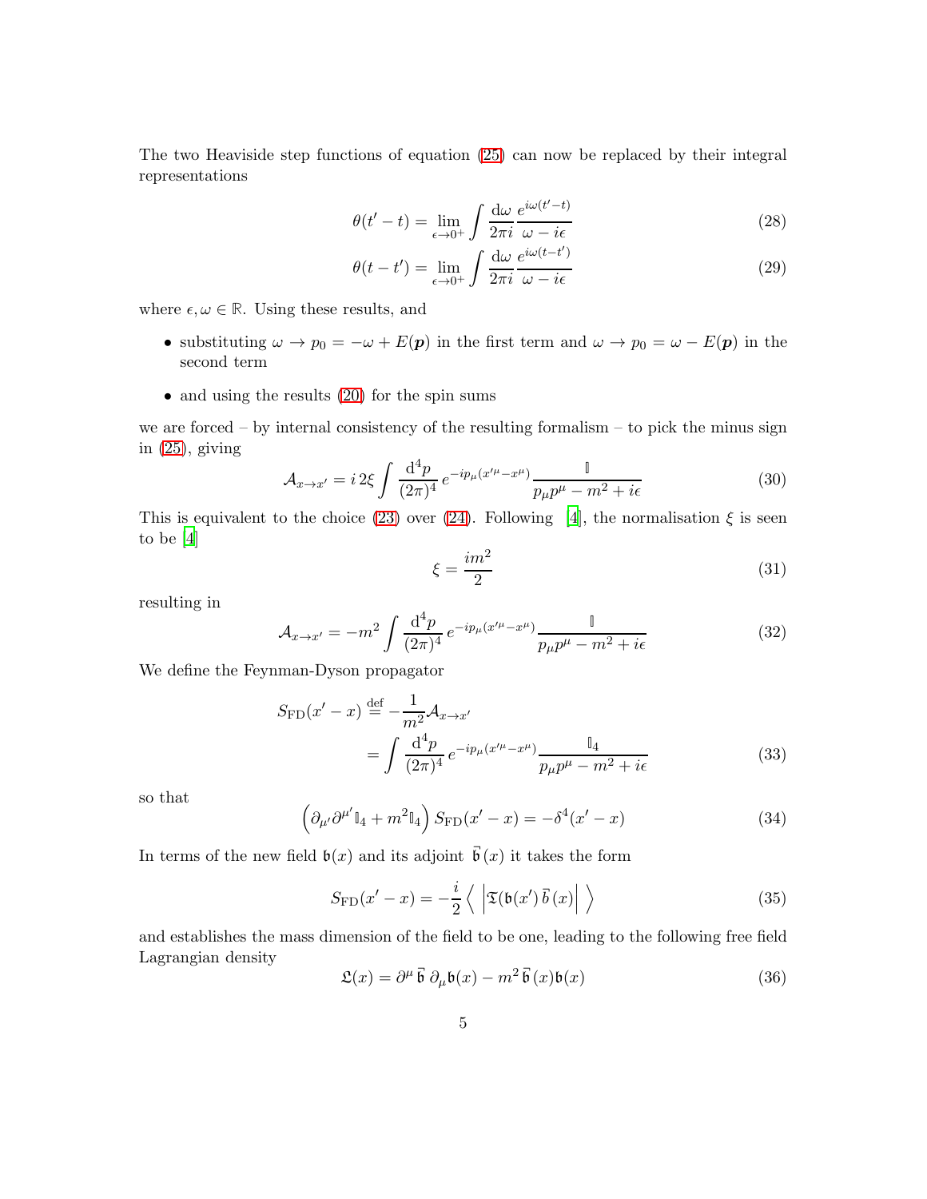The two Heaviside step functions of equation (25) can now be replaced by their integral representations

$$
\theta(t'-t) = \lim_{\epsilon \to 0^+} \int \frac{\mathrm{d}\omega}{2\pi i} \frac{e^{i\omega(t'-t)}}{\omega - i\epsilon} \tag{28}
$$

$$
\theta(t-t') = \lim_{\epsilon \to 0^+} \int \frac{\mathrm{d}\omega}{2\pi i} \frac{e^{i\omega(t-t')}}{\omega - i\epsilon} \tag{29}
$$

where $\epsilon, \omega \in \mathbb{R}$. Using these results, and

- substituting $\omega \to p_0 = -\omega + E(\boldsymbol{p})$ in the first term and $\omega \to p_0 = \omega - E(\boldsymbol{p})$ in the second term
- and using the results (20) for the spin sums

we are forced – by internal consistency of the resulting formalism – to pick the minus sign in (25), giving

$$
\mathcal{A}_{x \to x'} = i\, 2\xi \int \frac{\mathrm{d}^4 p}{(2\pi)^4}\, e^{-ip_\mu(x'^\mu - x^\mu)} \frac{\mathbb{I}}{p_\mu p^\mu - m^2 + i\epsilon} \tag{30}
$$

This is equivalent to the choice (23) over (24). Following [4], the normalisation $\xi$ is seen to be [4]

$$
\xi = \frac{im^2}{2} \tag{31}
$$

resulting in

$$
\mathcal{A}_{x \to x'} = -m^2 \int \frac{\mathrm{d}^4 p}{(2\pi)^4}\, e^{-ip_\mu(x'^\mu - x^\mu)} \frac{\mathbb{I}}{p_\mu p^\mu - m^2 + i\epsilon} \tag{32}
$$

We define the Feynman-Dyson propagator

$$
\begin{aligned}
S_{\mathrm{FD}}(x'-x) &\stackrel{\text{def}}{=} -\frac{1}{m^2} \mathcal{A}_{x \to x'} \\
&= \int \frac{\mathrm{d}^4 p}{(2\pi)^4}\, e^{-ip_\mu(x'^\mu - x^\mu)} \frac{\mathbb{I}_4}{p_\mu p^\mu - m^2 + i\epsilon}
\end{aligned} \tag{33}
$$

so that

$$
\left( \partial_{\mu'} \partial^{\mu'} \mathbb{I}_4 + m^2 \mathbb{I}_4 \right) S_{\mathrm{FD}}(x'-x) = -\delta^4(x'-x) \tag{34}
$$

In terms of the new field $\mathfrak{b}(x)$ and its adjoint $\vec{\mathfrak{b}}(x)$ it takes the form

$$
S_{\mathrm{FD}}(x'-x) = -\frac{i}{2} \left\langle\ \left| \mathfrak{T}(\mathfrak{b}(x')\, \vec{\mathfrak{b}}(x) \right|\ \right\rangle \tag{35}
$$

and establishes the mass dimension of the field to be one, leading to the following free field Lagrangian density

$$
\mathfrak{L}(x) = \partial^\mu \vec{\mathfrak{b}}\, \partial_\mu \mathfrak{b}(x) - m^2\, \vec{\mathfrak{b}}(x) \mathfrak{b}(x) \tag{36}
$$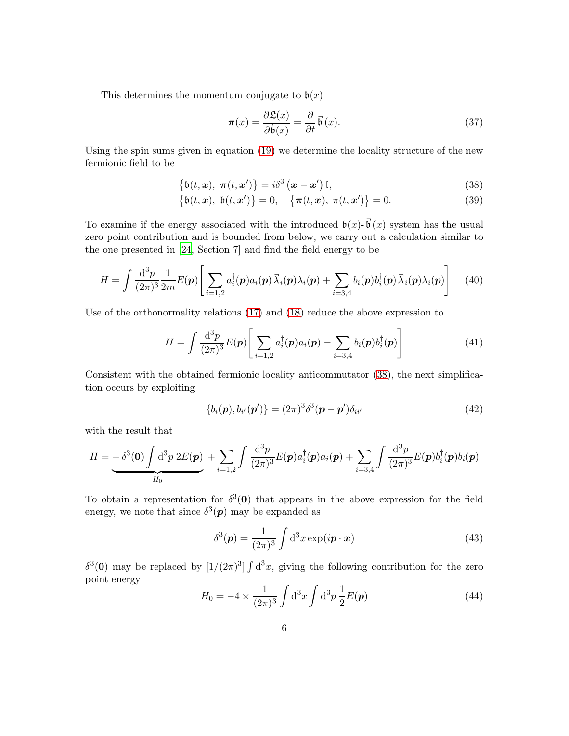This determines the momentum conjugate to $\mathfrak{b}(x)$

$$\boldsymbol{\pi}(x) = \frac{\partial \mathfrak{L}(x)}{\partial \dot{\mathfrak{b}}(x)} = \frac{\partial}{\partial t} \vec{\mathfrak{b}}(x). \tag{37}$$

Using the spin sums given in equation (19) we determine the locality structure of the new fermionic field to be

$$\left\{ \mathfrak{b}(t, \boldsymbol{x}),\ \boldsymbol{\pi}(t, \boldsymbol{x}') \right\} = i\delta^3 \left( \boldsymbol{x} - \boldsymbol{x}' \right) \mathbb{I}, \tag{38}$$

$$\left\{ \mathfrak{b}(t, \boldsymbol{x}),\ \mathfrak{b}(t, \boldsymbol{x}') \right\} = 0, \quad \left\{ \boldsymbol{\pi}(t, \boldsymbol{x}),\ \pi(t, \boldsymbol{x}') \right\} = 0. \tag{39}$$

To examine if the energy associated with the introduced $\mathfrak{b}(x)$-$\vec{\mathfrak{b}}(x)$ system has the usual zero point contribution and is bounded from below, we carry out a calculation similar to the one presented in [24, Section 7] and find the field energy to be

$$H = \int \frac{\mathrm{d}^3 p}{(2\pi)^3} \frac{1}{2m} E(\boldsymbol{p}) \left[ \sum_{i=1,2} a_i^\dagger(\boldsymbol{p}) a_i(\boldsymbol{p}) \vec{\lambda}_i(\boldsymbol{p}) \lambda_i(\boldsymbol{p}) + \sum_{i=3,4} b_i(\boldsymbol{p}) b_i^\dagger(\boldsymbol{p}) \vec{\lambda}_i(\boldsymbol{p}) \lambda_i(\boldsymbol{p}) \right] \tag{40}$$

Use of the orthonormality relations (17) and (18) reduce the above expression to

$$H = \int \frac{\mathrm{d}^3 p}{(2\pi)^3} E(\boldsymbol{p}) \left[ \sum_{i=1,2} a_i^\dagger(\boldsymbol{p}) a_i(\boldsymbol{p}) - \sum_{i=3,4} b_i(\boldsymbol{p}) b_i^\dagger(\boldsymbol{p}) \right] \tag{41}$$

Consistent with the obtained fermionic locality anticommutator (38), the next simplification occurs by exploiting

$$\{ b_i(\boldsymbol{p}), b_{i'}(\boldsymbol{p}') \} = (2\pi)^3 \delta^3(\boldsymbol{p} - \boldsymbol{p}') \delta_{ii'} \tag{42}$$

with the result that

$$H = \underbrace{- \delta^3(\boldsymbol{0}) \int \mathrm{d}^3 p \; 2E(\boldsymbol{p})}_{H_0} + \sum_{i=1,2} \int \frac{\mathrm{d}^3 p}{(2\pi)^3} E(\boldsymbol{p}) a_i^\dagger(\boldsymbol{p}) a_i(\boldsymbol{p}) + \sum_{i=3,4} \int \frac{\mathrm{d}^3 p}{(2\pi)^3} E(\boldsymbol{p}) b_i^\dagger(\boldsymbol{p}) b_i(\boldsymbol{p})$$

To obtain a representation for $\delta^3(\boldsymbol{0})$ that appears in the above expression for the field energy, we note that since $\delta^3(\boldsymbol{p})$ may be expanded as

$$\delta^3(\boldsymbol{p}) = \frac{1}{(2\pi)^3} \int \mathrm{d}^3 x \exp(i \boldsymbol{p} \cdot \boldsymbol{x}) \tag{43}$$

$\delta^3(\boldsymbol{0})$ may be replaced by $[1/(2\pi)^3] \int \mathrm{d}^3 x$, giving the following contribution for the zero point energy

$$H_0 = -4 \times \frac{1}{(2\pi)^3} \int \mathrm{d}^3 x \int \mathrm{d}^3 p \; \frac{1}{2} E(\boldsymbol{p}) \tag{44}$$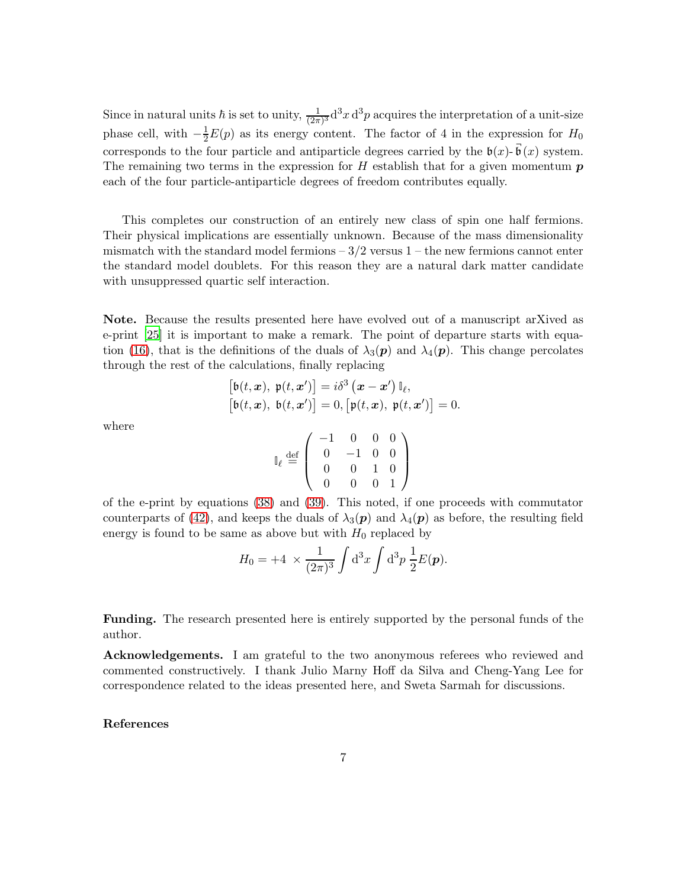Since in natural units $\hbar$ is set to unity, $\frac{1}{(2\pi)^3}\mathrm{d}^3x\,\mathrm{d}^3p$ acquires the interpretation of a unit-size phase cell, with $-\frac{1}{2}E(p)$ as its energy content. The factor of 4 in the expression for $H_0$ corresponds to the four particle and antiparticle degrees carried by the $\mathfrak{b}(x)$-$\vec{\mathfrak{b}}(x)$ system. The remaining two terms in the expression for $H$ establish that for a given momentum $\boldsymbol{p}$ each of the four particle-antiparticle degrees of freedom contributes equally.

This completes our construction of an entirely new class of spin one half fermions. Their physical implications are essentially unknown. Because of the mass dimensionality mismatch with the standard model fermions – 3/2 versus 1 – the new fermions cannot enter the standard model doublets. For this reason they are a natural dark matter candidate with unsuppressed quartic self interaction.

**Note.** Because the results presented here have evolved out of a manuscript arXived as e-print [25] it is important to make a remark. The point of departure starts with equation (16), that is the definitions of the duals of $\lambda_3(\boldsymbol{p})$ and $\lambda_4(\boldsymbol{p})$. This change percolates through the rest of the calculations, finally replacing

$$
\begin{aligned}
&\left[\mathfrak{b}(t,\boldsymbol{x}),\ \mathfrak{p}(t,\boldsymbol{x}')\right] = i\delta^3\left(\boldsymbol{x}-\boldsymbol{x}'\right)\mathbb{I}_\ell,\\
&\left[\mathfrak{b}(t,\boldsymbol{x}),\ \mathfrak{b}(t,\boldsymbol{x}')\right] = 0, \left[\mathfrak{p}(t,\boldsymbol{x}),\ \mathfrak{p}(t,\boldsymbol{x}')\right] = 0.
\end{aligned}
$$

where

$$
\mathbb{I}_\ell \stackrel{\text{def}}{=} \begin{pmatrix} -1 & 0 & 0 & 0\\ 0 & -1 & 0 & 0\\ 0 & 0 & 1 & 0\\ 0 & 0 & 0 & 1 \end{pmatrix}
$$

of the e-print by equations (38) and (39). This noted, if one proceeds with commutator counterparts of (42), and keeps the duals of $\lambda_3(\boldsymbol{p})$ and $\lambda_4(\boldsymbol{p})$ as before, the resulting field energy is found to be same as above but with $H_0$ replaced by

$$
H_0 = +4\ \times \frac{1}{(2\pi)^3}\int \mathrm{d}^3x \int \mathrm{d}^3p\ \frac{1}{2}E(\boldsymbol{p}).
$$

**Funding.** The research presented here is entirely supported by the personal funds of the author.

**Acknowledgements.** I am grateful to the two anonymous referees who reviewed and commented constructively. I thank Julio Marny Hoff da Silva and Cheng-Yang Lee for correspondence related to the ideas presented here, and Sweta Sarmah for discussions.

**References**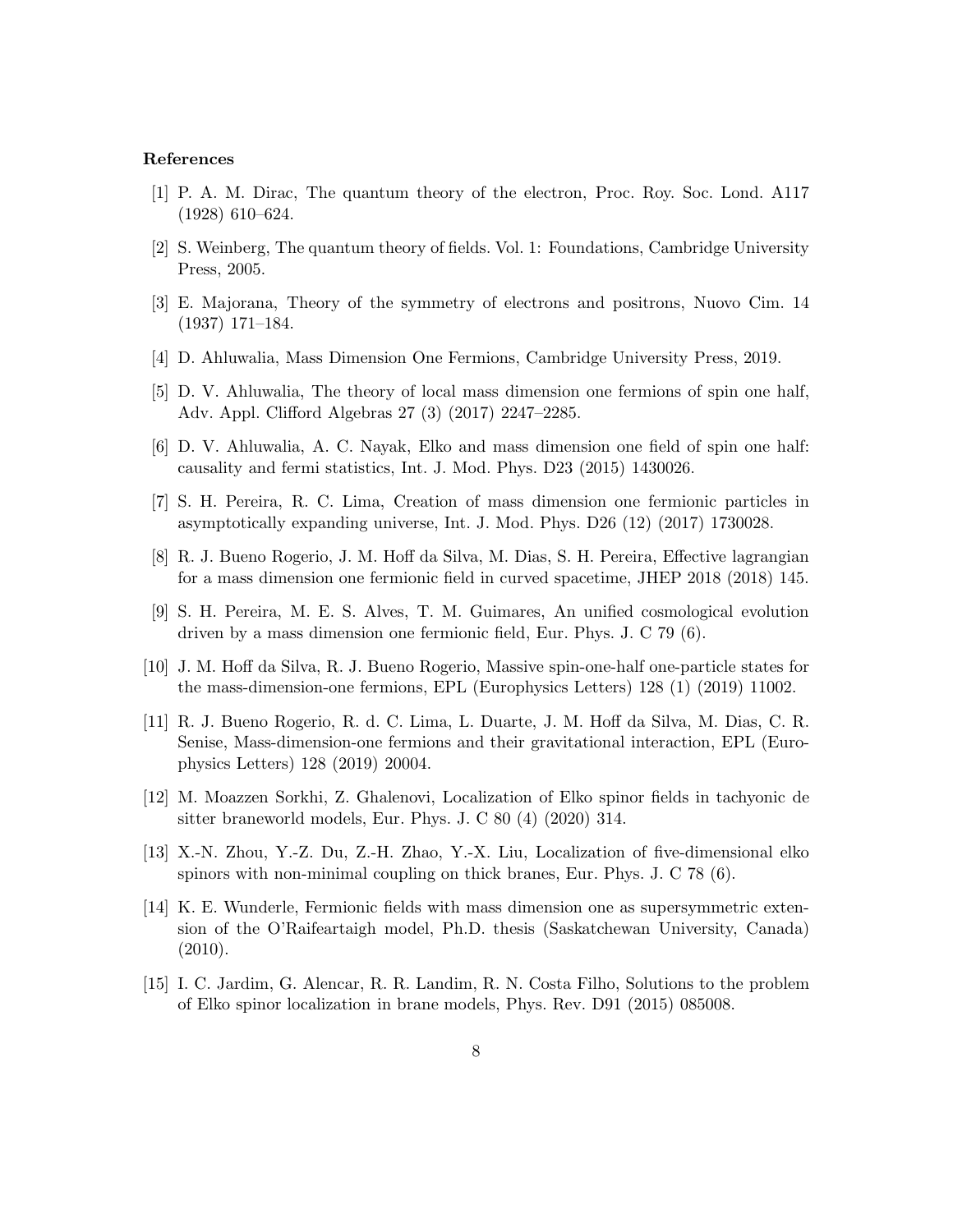### References

[1] P. A. M. Dirac, The quantum theory of the electron, Proc. Roy. Soc. Lond. A117 (1928) 610–624.

[2] S. Weinberg, The quantum theory of fields. Vol. 1: Foundations, Cambridge University Press, 2005.

[3] E. Majorana, Theory of the symmetry of electrons and positrons, Nuovo Cim. 14 (1937) 171–184.

[4] D. Ahluwalia, Mass Dimension One Fermions, Cambridge University Press, 2019.

[5] D. V. Ahluwalia, The theory of local mass dimension one fermions of spin one half, Adv. Appl. Clifford Algebras 27 (3) (2017) 2247–2285.

[6] D. V. Ahluwalia, A. C. Nayak, Elko and mass dimension one field of spin one half: causality and fermi statistics, Int. J. Mod. Phys. D23 (2015) 1430026.

[7] S. H. Pereira, R. C. Lima, Creation of mass dimension one fermionic particles in asymptotically expanding universe, Int. J. Mod. Phys. D26 (12) (2017) 1730028.

[8] R. J. Bueno Rogerio, J. M. Hoff da Silva, M. Dias, S. H. Pereira, Effective lagrangian for a mass dimension one fermionic field in curved spacetime, JHEP 2018 (2018) 145.

[9] S. H. Pereira, M. E. S. Alves, T. M. Guimares, An unified cosmological evolution driven by a mass dimension one fermionic field, Eur. Phys. J. C 79 (6).

[10] J. M. Hoff da Silva, R. J. Bueno Rogerio, Massive spin-one-half one-particle states for the mass-dimension-one fermions, EPL (Europhysics Letters) 128 (1) (2019) 11002.

[11] R. J. Bueno Rogerio, R. d. C. Lima, L. Duarte, J. M. Hoff da Silva, M. Dias, C. R. Senise, Mass-dimension-one fermions and their gravitational interaction, EPL (Europhysics Letters) 128 (2019) 20004.

[12] M. Moazzen Sorkhi, Z. Ghalenovi, Localization of Elko spinor fields in tachyonic de sitter braneworld models, Eur. Phys. J. C 80 (4) (2020) 314.

[13] X.-N. Zhou, Y.-Z. Du, Z.-H. Zhao, Y.-X. Liu, Localization of five-dimensional elko spinors with non-minimal coupling on thick branes, Eur. Phys. J. C 78 (6).

[14] K. E. Wunderle, Fermionic fields with mass dimension one as supersymmetric extension of the O'Raifeartaigh model, Ph.D. thesis (Saskatchewan University, Canada) (2010).

[15] I. C. Jardim, G. Alencar, R. R. Landim, R. N. Costa Filho, Solutions to the problem of Elko spinor localization in brane models, Phys. Rev. D91 (2015) 085008.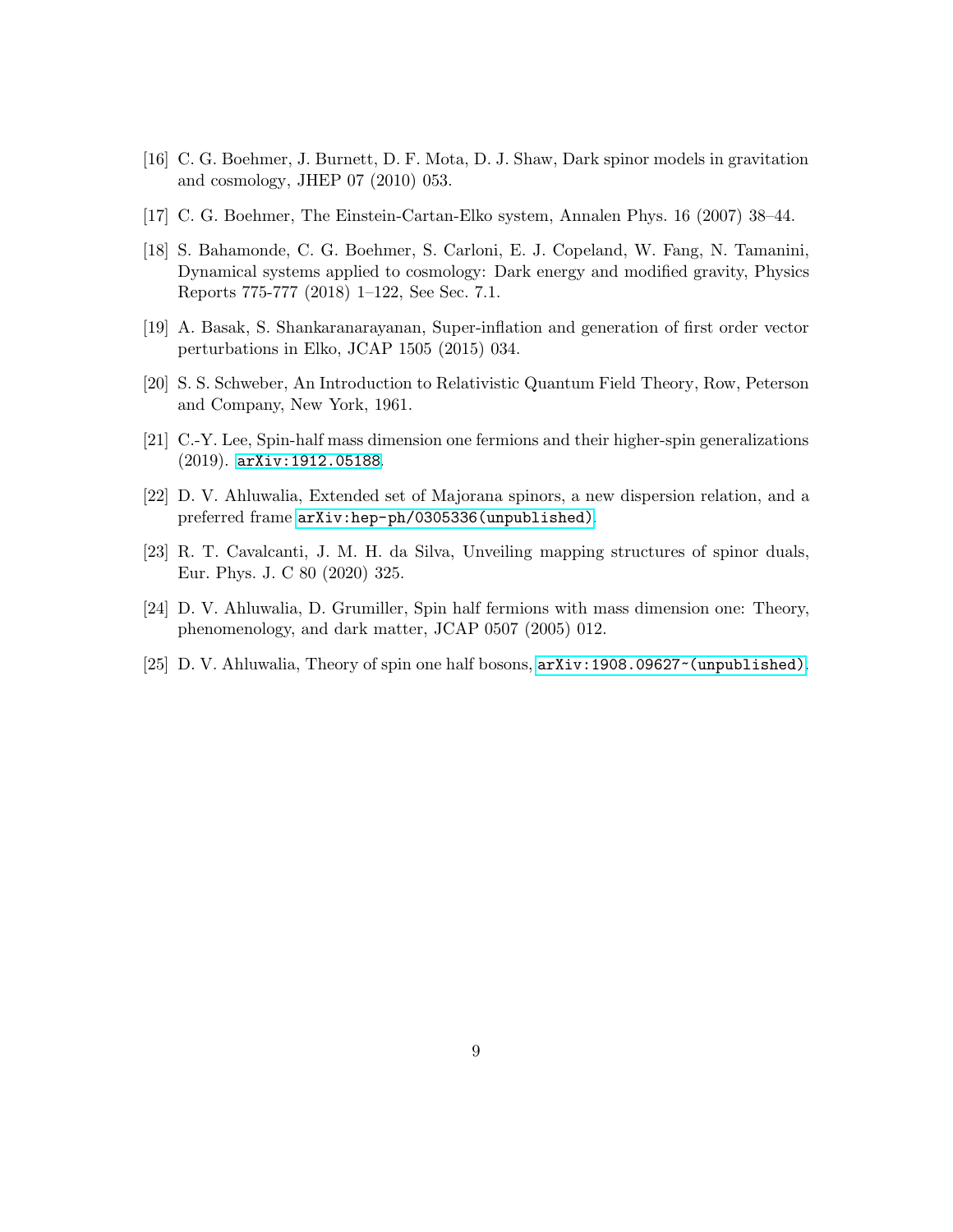[16] C. G. Boehmer, J. Burnett, D. F. Mota, D. J. Shaw, Dark spinor models in gravitation and cosmology, JHEP 07 (2010) 053.

[17] C. G. Boehmer, The Einstein-Cartan-Elko system, Annalen Phys. 16 (2007) 38–44.

[18] S. Bahamonde, C. G. Boehmer, S. Carloni, E. J. Copeland, W. Fang, N. Tamanini, Dynamical systems applied to cosmology: Dark energy and modified gravity, Physics Reports 775-777 (2018) 1–122, See Sec. 7.1.

[19] A. Basak, S. Shankaranarayanan, Super-inflation and generation of first order vector perturbations in Elko, JCAP 1505 (2015) 034.

[20] S. S. Schweber, An Introduction to Relativistic Quantum Field Theory, Row, Peterson and Company, New York, 1961.

[21] C.-Y. Lee, Spin-half mass dimension one fermions and their higher-spin generalizations (2019). arXiv:1912.05188.

[22] D. V. Ahluwalia, Extended set of Majorana spinors, a new dispersion relation, and a preferred frame arXiv:hep-ph/0305336(unpublished).

[23] R. T. Cavalcanti, J. M. H. da Silva, Unveiling mapping structures of spinor duals, Eur. Phys. J. C 80 (2020) 325.

[24] D. V. Ahluwalia, D. Grumiller, Spin half fermions with mass dimension one: Theory, phenomenology, and dark matter, JCAP 0507 (2005) 012.

[25] D. V. Ahluwalia, Theory of spin one half bosons, arXiv:1908.09627~(unpublished).